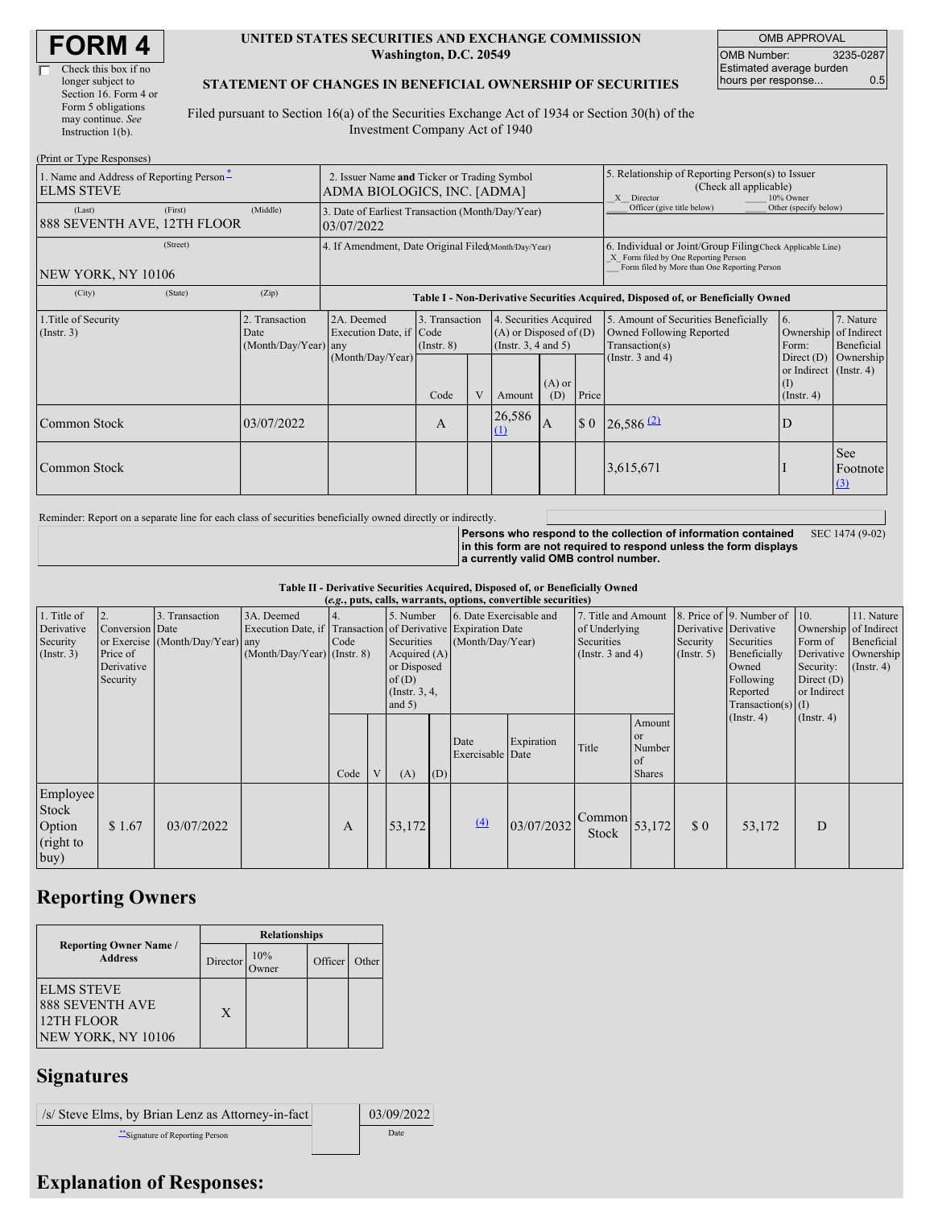# FORM 4

☐ Check this box if no longer subject to Section 16. Form 4 or Form 5 obligations may continue. *See* Instruction 1(b).

**UNITED STATES SECURITIES AND EXCHANGE COMMISSION**
**Washington, D.C. 20549**

**STATEMENT OF CHANGES IN BENEFICIAL OWNERSHIP OF SECURITIES**

Filed pursuant to Section 16(a) of the Securities Exchange Act of 1934 or Section 30(h) of the Investment Company Act of 1940

| OMB APPROVAL | |
|---|---|
| OMB Number: | 3235-0287 |
| Estimated average burden hours per response... | 0.5 |

(Print or Type Responses)

| 1. Name and Address of Reporting Person * | 2. Issuer Name and Ticker or Trading Symbol | 5. Relationship of Reporting Person(s) to Issuer (Check all applicable) |
|---|---|---|
| ELMS STEVE (Last) (First) (Middle) | ADMA BIOLOGICS, INC. [ADMA] | _X_ Director ___ 10% Owner ___ Officer (give title below) ___ Other (specify below) |
| 888 SEVENTH AVE, 12TH FLOOR (Street) | 3. Date of Earliest Transaction (Month/Day/Year) 03/07/2022 | |
| NEW YORK, NY 10106 (City) (State) (Zip) | 4. If Amendment, Date Original Filed (Month/Day/Year) | 6. Individual or Joint/Group Filing (Check Applicable Line) _X_ Form filed by One Reporting Person ___ Form filed by More than One Reporting Person |

**Table I - Non-Derivative Securities Acquired, Disposed of, or Beneficially Owned**

| 1.Title of Security (Instr. 3) | 2. Transaction Date (Month/Day/Year) | 2A. Deemed Execution Date, if any (Month/Day/Year) | 3. Transaction Code (Instr. 8) | | 4. Securities Acquired (A) or Disposed of (D) (Instr. 3, 4 and 5) | | | 5. Amount of Securities Beneficially Owned Following Reported Transaction(s) (Instr. 3 and 4) | 6. Ownership Form: Direct (D) or Indirect (I) (Instr. 4) | 7. Nature of Indirect Beneficial Ownership (Instr. 4) |
|---|---|---|---|---|---|---|---|---|---|---|
| | | | Code | V | Amount | (A) or (D) | Price | | | |
| Common Stock | 03/07/2022 | | A | | 26,586 (1) | A | $ 0 | 26,586 (2) | D | |
| Common Stock | | | | | | | | 3,615,671 | I | See Footnote (3) |

Reminder: Report on a separate line for each class of securities beneficially owned directly or indirectly.

**Persons who respond to the collection of information contained in this form are not required to respond unless the form displays a currently valid OMB control number.** SEC 1474 (9-02)

**Table II - Derivative Securities Acquired, Disposed of, or Beneficially Owned**
**(*e.g.*, puts, calls, warrants, options, convertible securities)**

| 1. Title of Derivative Security (Instr. 3) | 2. Conversion or Exercise Price of Derivative Security | 3. Transaction Date (Month/Day/Year) | 3A. Deemed Execution Date, if any (Month/Day/Year) | 4. Transaction Code (Instr. 8) | | 5. Number of Derivative Securities Acquired (A) or Disposed of (D) (Instr. 3, 4, and 5) | | 6. Date Exercisable and Expiration Date (Month/Day/Year) | | 7. Title and Amount of Underlying Securities (Instr. 3 and 4) | | 8. Price of Derivative Security (Instr. 5) | 9. Number of Derivative Securities Beneficially Owned Following Reported Transaction(s) (Instr. 4) | 10. Ownership Form of Derivative Security: Direct (D) or Indirect (I) (Instr. 4) | 11. Nature of Indirect Beneficial Ownership (Instr. 4) |
|---|---|---|---|---|---|---|---|---|---|---|---|---|---|---|---|
| | | | | Code | V | (A) | (D) | Date Exercisable | Expiration Date | Title | Amount or Number of Shares | | | | |
| Employee Stock Option (right to buy) | $ 1.67 | 03/07/2022 | | A | | 53,172 | | (4) | 03/07/2032 | Common Stock | 53,172 | $ 0 | 53,172 | D | |

## Reporting Owners

| Reporting Owner Name / Address | Relationships | | | |
|---|---|---|---|---|
| | Director | 10% Owner | Officer | Other |
| ELMS STEVE<br>888 SEVENTH AVE<br>12TH FLOOR<br>NEW YORK, NY 10106 | X | | | |

## Signatures

| /s/ Steve Elms, by Brian Lenz as Attorney-in-fact | 03/09/2022 |
|---|---|
| **Signature of Reporting Person | Date |

## Explanation of Responses: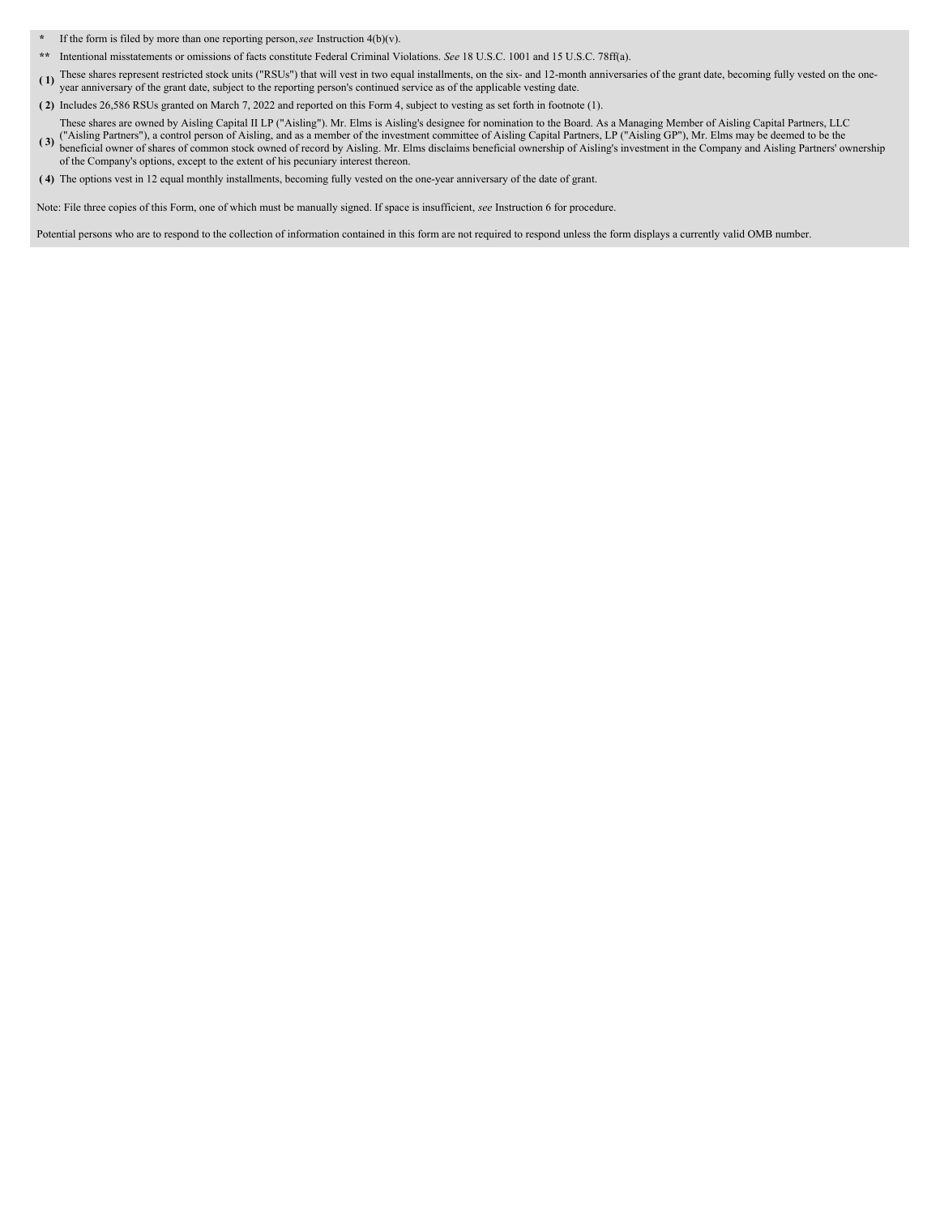\* If the form is filed by more than one reporting person, *see* Instruction 4(b)(v).

\*\* Intentional misstatements or omissions of facts constitute Federal Criminal Violations. *See* 18 U.S.C. 1001 and 15 U.S.C. 78ff(a).

( 1) These shares represent restricted stock units ("RSUs") that will vest in two equal installments, on the six- and 12-month anniversaries of the grant date, becoming fully vested on the one-year anniversary of the grant date, subject to the reporting person's continued service as of the applicable vesting date.

( 2) Includes 26,586 RSUs granted on March 7, 2022 and reported on this Form 4, subject to vesting as set forth in footnote (1).

( 3) These shares are owned by Aisling Capital II LP ("Aisling"). Mr. Elms is Aisling's designee for nomination to the Board. As a Managing Member of Aisling Capital Partners, LLC ("Aisling Partners"), a control person of Aisling, and as a member of the investment committee of Aisling Capital Partners, LP ("Aisling GP"), Mr. Elms may be deemed to be the beneficial owner of shares of common stock owned of record by Aisling. Mr. Elms disclaims beneficial ownership of Aisling's investment in the Company and Aisling Partners' ownership of the Company's options, except to the extent of his pecuniary interest thereon.

( 4) The options vest in 12 equal monthly installments, becoming fully vested on the one-year anniversary of the date of grant.

Note: File three copies of this Form, one of which must be manually signed. If space is insufficient, *see* Instruction 6 for procedure.

Potential persons who are to respond to the collection of information contained in this form are not required to respond unless the form displays a currently valid OMB number.